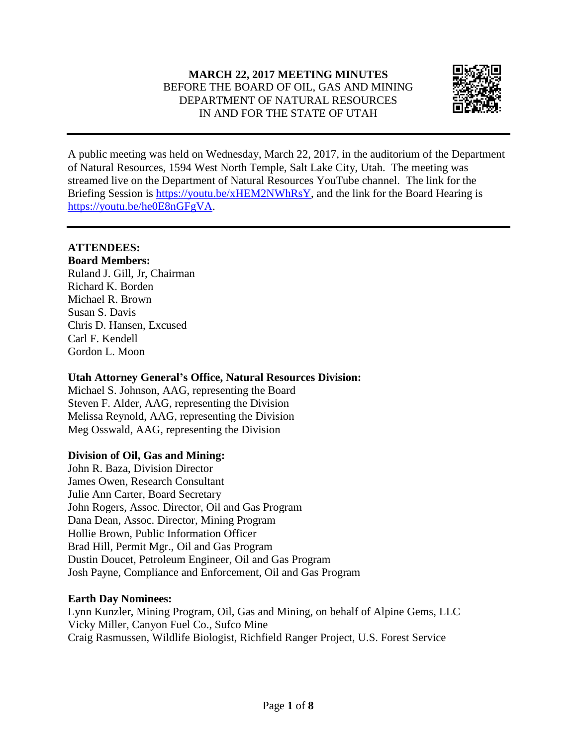**MARCH 22, 2017 MEETING MINUTES**
BEFORE THE BOARD OF OIL, GAS AND MINING
DEPARTMENT OF NATURAL RESOURCES
IN AND FOR THE STATE OF UTAH

---

A public meeting was held on Wednesday, March 22, 2017, in the auditorium of the Department of Natural Resources, 1594 West North Temple, Salt Lake City, Utah. The meeting was streamed live on the Department of Natural Resources YouTube channel. The link for the Briefing Session is https://youtu.be/xHEM2NWhRsY, and the link for the Board Hearing is https://youtu.be/he0E8nGFgVA.

---

**ATTENDEES:**

**Board Members:**
Ruland J. Gill, Jr, Chairman
Richard K. Borden
Michael R. Brown
Susan S. Davis
Chris D. Hansen, Excused
Carl F. Kendell
Gordon L. Moon

**Utah Attorney General's Office, Natural Resources Division:**
Michael S. Johnson, AAG, representing the Board
Steven F. Alder, AAG, representing the Division
Melissa Reynold, AAG, representing the Division
Meg Osswald, AAG, representing the Division

**Division of Oil, Gas and Mining:**
John R. Baza, Division Director
James Owen, Research Consultant
Julie Ann Carter, Board Secretary
John Rogers, Assoc. Director, Oil and Gas Program
Dana Dean, Assoc. Director, Mining Program
Hollie Brown, Public Information Officer
Brad Hill, Permit Mgr., Oil and Gas Program
Dustin Doucet, Petroleum Engineer, Oil and Gas Program
Josh Payne, Compliance and Enforcement, Oil and Gas Program

**Earth Day Nominees:**
Lynn Kunzler, Mining Program, Oil, Gas and Mining, on behalf of Alpine Gems, LLC
Vicky Miller, Canyon Fuel Co., Sufco Mine
Craig Rasmussen, Wildlife Biologist, Richfield Ranger Project, U.S. Forest Service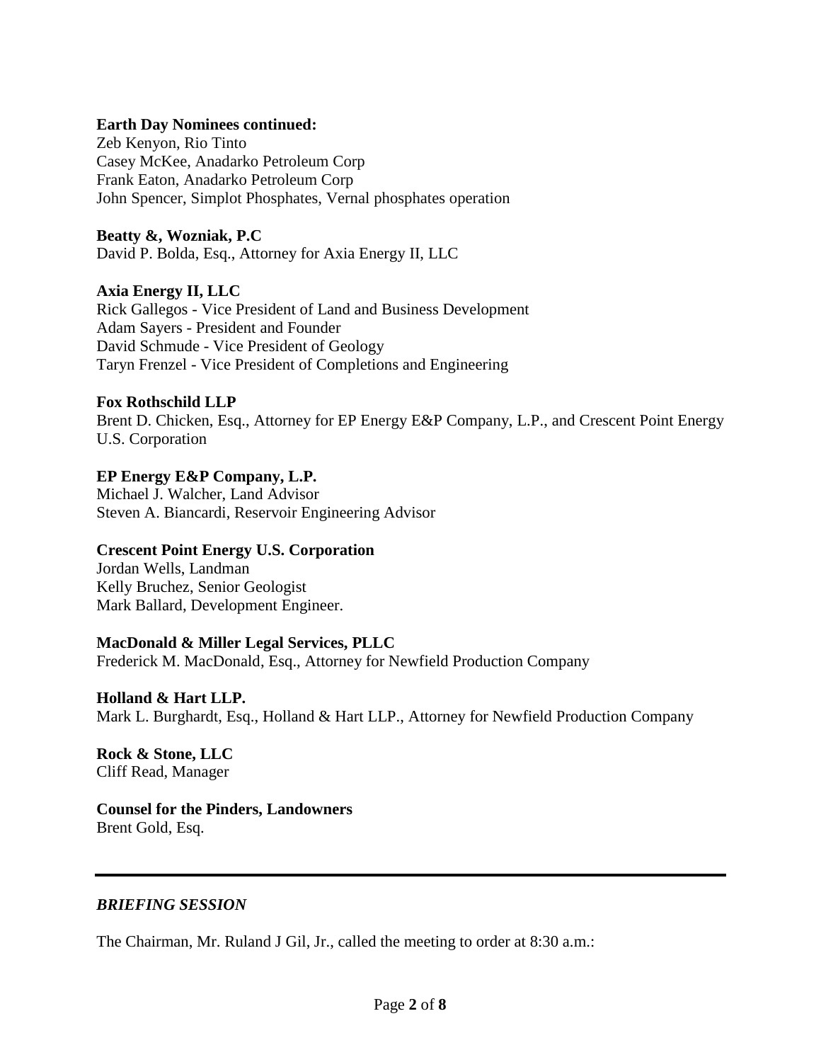**Earth Day Nominees continued:**
Zeb Kenyon, Rio Tinto
Casey McKee, Anadarko Petroleum Corp
Frank Eaton, Anadarko Petroleum Corp
John Spencer, Simplot Phosphates, Vernal phosphates operation

**Beatty &, Wozniak, P.C**
David P. Bolda, Esq., Attorney for Axia Energy II, LLC

**Axia Energy II, LLC**
Rick Gallegos - Vice President of Land and Business Development
Adam Sayers - President and Founder
David Schmude - Vice President of Geology
Taryn Frenzel - Vice President of Completions and Engineering

**Fox Rothschild LLP**
Brent D. Chicken, Esq., Attorney for EP Energy E&P Company, L.P., and Crescent Point Energy U.S. Corporation

**EP Energy E&P Company, L.P.**
Michael J. Walcher, Land Advisor
Steven A. Biancardi, Reservoir Engineering Advisor

**Crescent Point Energy U.S. Corporation**
Jordan Wells, Landman
Kelly Bruchez, Senior Geologist
Mark Ballard, Development Engineer.

**MacDonald & Miller Legal Services, PLLC**
Frederick M. MacDonald, Esq., Attorney for Newfield Production Company

**Holland & Hart LLP.**
Mark L. Burghardt, Esq., Holland & Hart LLP., Attorney for Newfield Production Company

**Rock & Stone, LLC**
Cliff Read, Manager

**Counsel for the Pinders, Landowners**
Brent Gold, Esq.

---

***BRIEFING SESSION***

The Chairman, Mr. Ruland J Gil, Jr., called the meeting to order at 8:30 a.m.: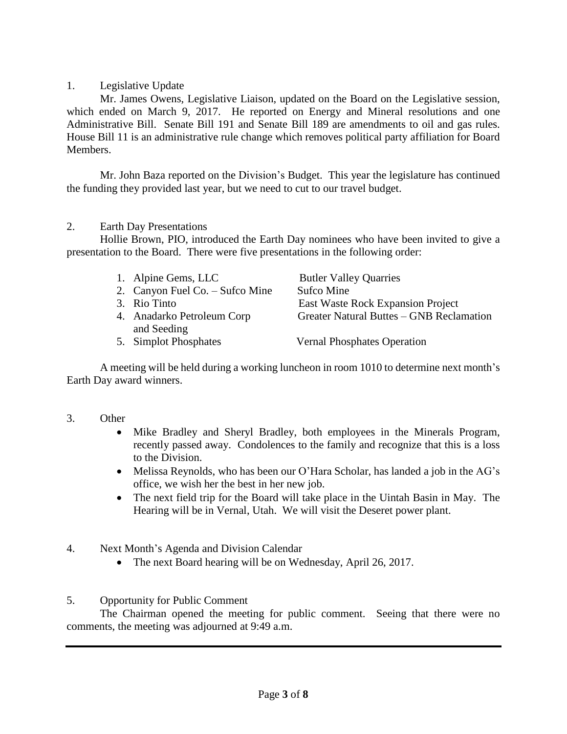1. Legislative Update

Mr. James Owens, Legislative Liaison, updated on the Board on the Legislative session, which ended on March 9, 2017. He reported on Energy and Mineral resolutions and one Administrative Bill. Senate Bill 191 and Senate Bill 189 are amendments to oil and gas rules. House Bill 11 is an administrative rule change which removes political party affiliation for Board Members.

Mr. John Baza reported on the Division's Budget. This year the legislature has continued the funding they provided last year, but we need to cut to our travel budget.

2. Earth Day Presentations

Hollie Brown, PIO, introduced the Earth Day nominees who have been invited to give a presentation to the Board. There were five presentations in the following order:

| | |
|---|---|
| 1. Alpine Gems, LLC | Butler Valley Quarries |
| 2. Canyon Fuel Co. – Sufco Mine | Sufco Mine |
| 3. Rio Tinto | East Waste Rock Expansion Project |
| 4. Anadarko Petroleum Corp | Greater Natural Buttes – GNB Reclamation and Seeding |
| 5. Simplot Phosphates | Vernal Phosphates Operation |

A meeting will be held during a working luncheon in room 1010 to determine next month's Earth Day award winners.

3. Other

- Mike Bradley and Sheryl Bradley, both employees in the Minerals Program, recently passed away. Condolences to the family and recognize that this is a loss to the Division.
- Melissa Reynolds, who has been our O'Hara Scholar, has landed a job in the AG's office, we wish her the best in her new job.
- The next field trip for the Board will take place in the Uintah Basin in May. The Hearing will be in Vernal, Utah. We will visit the Deseret power plant.

4. Next Month's Agenda and Division Calendar

- The next Board hearing will be on Wednesday, April 26, 2017.

5. Opportunity for Public Comment

The Chairman opened the meeting for public comment. Seeing that there were no comments, the meeting was adjourned at 9:49 a.m.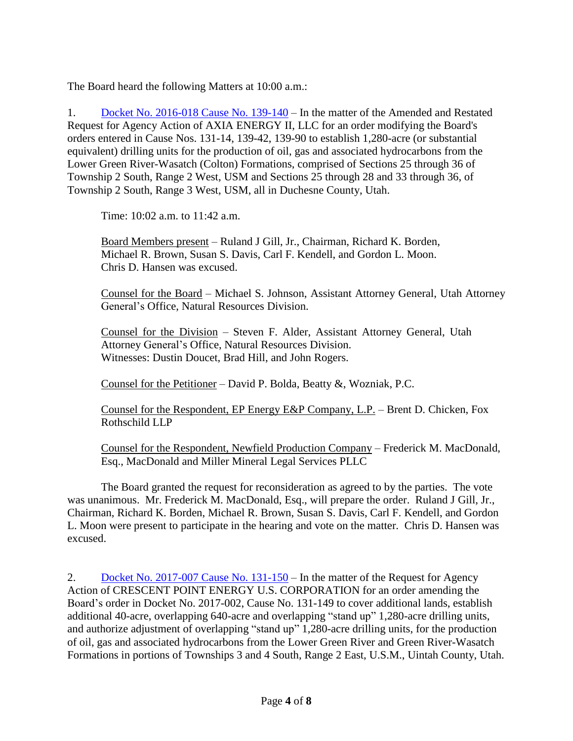The Board heard the following Matters at 10:00 a.m.:

1. [Docket No. 2016-018 Cause No. 139-140](#) – In the matter of the Amended and Restated Request for Agency Action of AXIA ENERGY II, LLC for an order modifying the Board's orders entered in Cause Nos. 131-14, 139-42, 139-90 to establish 1,280-acre (or substantial equivalent) drilling units for the production of oil, gas and associated hydrocarbons from the Lower Green River-Wasatch (Colton) Formations, comprised of Sections 25 through 36 of Township 2 South, Range 2 West, USM and Sections 25 through 28 and 33 through 36, of Township 2 South, Range 3 West, USM, all in Duchesne County, Utah.

   Time: 10:02 a.m. to 11:42 a.m.

   Board Members present – Ruland J Gill, Jr., Chairman, Richard K. Borden, Michael R. Brown, Susan S. Davis, Carl F. Kendell, and Gordon L. Moon. Chris D. Hansen was excused.

   Counsel for the Board – Michael S. Johnson, Assistant Attorney General, Utah Attorney General's Office, Natural Resources Division.

   Counsel for the Division – Steven F. Alder, Assistant Attorney General, Utah Attorney General's Office, Natural Resources Division.
   Witnesses: Dustin Doucet, Brad Hill, and John Rogers.

   Counsel for the Petitioner – David P. Bolda, Beatty &, Wozniak, P.C.

   Counsel for the Respondent, EP Energy E&P Company, L.P. – Brent D. Chicken, Fox Rothschild LLP

   Counsel for the Respondent, Newfield Production Company – Frederick M. MacDonald, Esq., MacDonald and Miller Mineral Legal Services PLLC

   The Board granted the request for reconsideration as agreed to by the parties. The vote was unanimous. Mr. Frederick M. MacDonald, Esq., will prepare the order. Ruland J Gill, Jr., Chairman, Richard K. Borden, Michael R. Brown, Susan S. Davis, Carl F. Kendell, and Gordon L. Moon were present to participate in the hearing and vote on the matter. Chris D. Hansen was excused.

2. [Docket No. 2017-007 Cause No. 131-150](#) – In the matter of the Request for Agency Action of CRESCENT POINT ENERGY U.S. CORPORATION for an order amending the Board's order in Docket No. 2017-002, Cause No. 131-149 to cover additional lands, establish additional 40-acre, overlapping 640-acre and overlapping "stand up" 1,280-acre drilling units, and authorize adjustment of overlapping "stand up" 1,280-acre drilling units, for the production of oil, gas and associated hydrocarbons from the Lower Green River and Green River-Wasatch Formations in portions of Townships 3 and 4 South, Range 2 East, U.S.M., Uintah County, Utah.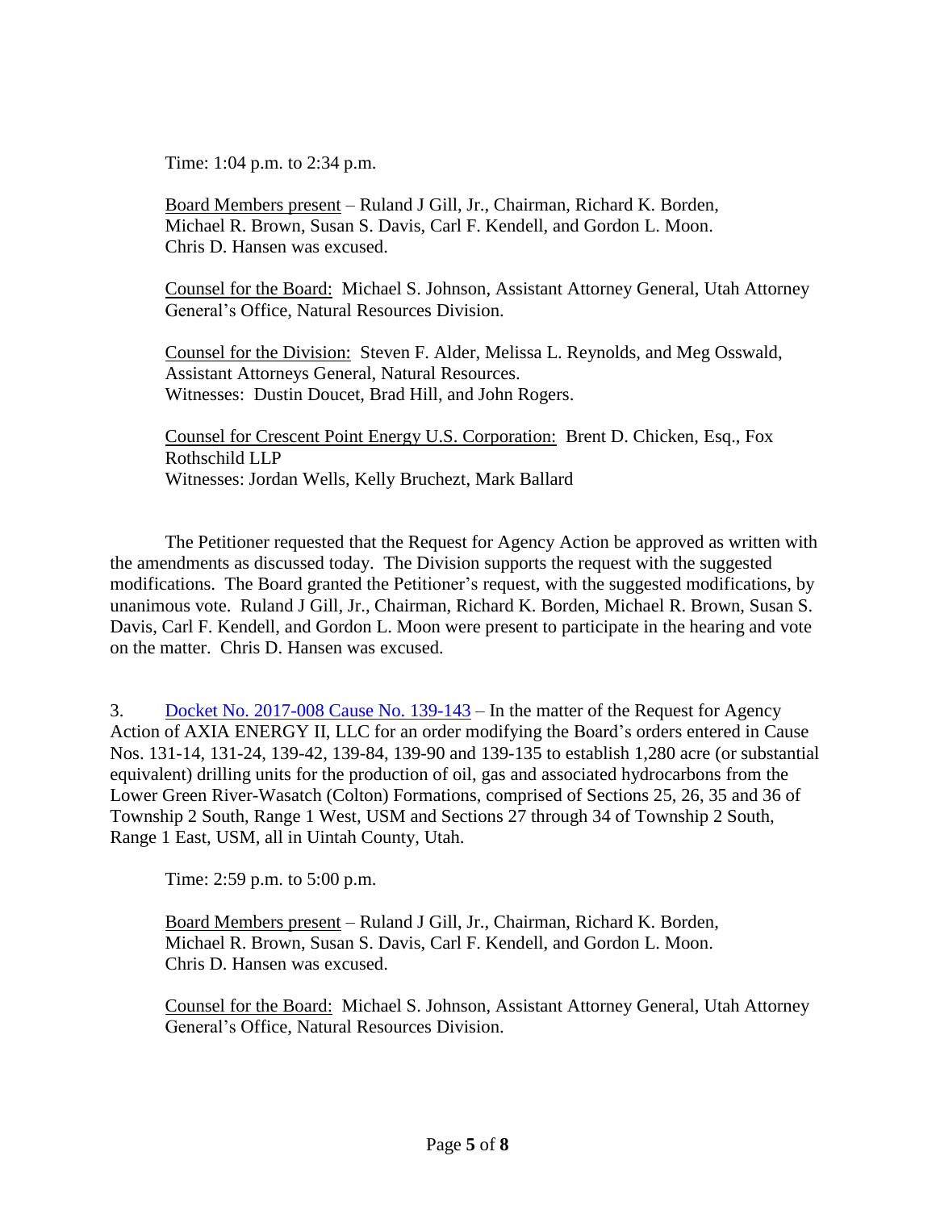Time: 1:04 p.m. to 2:34 p.m.

Board Members present – Ruland J Gill, Jr., Chairman, Richard K. Borden, Michael R. Brown, Susan S. Davis, Carl F. Kendell, and Gordon L. Moon. Chris D. Hansen was excused.

Counsel for the Board: Michael S. Johnson, Assistant Attorney General, Utah Attorney General's Office, Natural Resources Division.

Counsel for the Division: Steven F. Alder, Melissa L. Reynolds, and Meg Osswald, Assistant Attorneys General, Natural Resources.
Witnesses: Dustin Doucet, Brad Hill, and John Rogers.

Counsel for Crescent Point Energy U.S. Corporation: Brent D. Chicken, Esq., Fox Rothschild LLP
Witnesses: Jordan Wells, Kelly Bruchezt, Mark Ballard

The Petitioner requested that the Request for Agency Action be approved as written with the amendments as discussed today. The Division supports the request with the suggested modifications. The Board granted the Petitioner's request, with the suggested modifications, by unanimous vote. Ruland J Gill, Jr., Chairman, Richard K. Borden, Michael R. Brown, Susan S. Davis, Carl F. Kendell, and Gordon L. Moon were present to participate in the hearing and vote on the matter. Chris D. Hansen was excused.

3. Docket No. 2017-008 Cause No. 139-143 – In the matter of the Request for Agency Action of AXIA ENERGY II, LLC for an order modifying the Board's orders entered in Cause Nos. 131-14, 131-24, 139-42, 139-84, 139-90 and 139-135 to establish 1,280 acre (or substantial equivalent) drilling units for the production of oil, gas and associated hydrocarbons from the Lower Green River-Wasatch (Colton) Formations, comprised of Sections 25, 26, 35 and 36 of Township 2 South, Range 1 West, USM and Sections 27 through 34 of Township 2 South, Range 1 East, USM, all in Uintah County, Utah.

Time: 2:59 p.m. to 5:00 p.m.

Board Members present – Ruland J Gill, Jr., Chairman, Richard K. Borden, Michael R. Brown, Susan S. Davis, Carl F. Kendell, and Gordon L. Moon. Chris D. Hansen was excused.

Counsel for the Board: Michael S. Johnson, Assistant Attorney General, Utah Attorney General's Office, Natural Resources Division.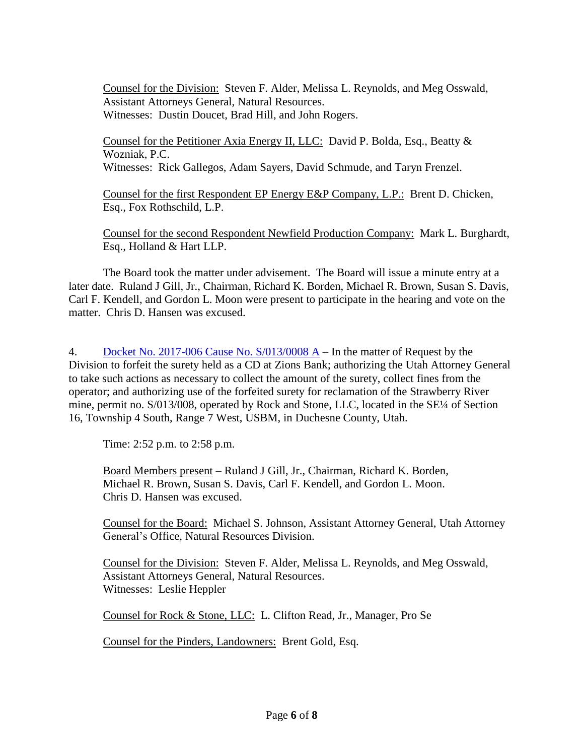Counsel for the Division: Steven F. Alder, Melissa L. Reynolds, and Meg Osswald, Assistant Attorneys General, Natural Resources.
Witnesses: Dustin Doucet, Brad Hill, and John Rogers.

Counsel for the Petitioner Axia Energy II, LLC: David P. Bolda, Esq., Beatty & Wozniak, P.C.
Witnesses: Rick Gallegos, Adam Sayers, David Schmude, and Taryn Frenzel.

Counsel for the first Respondent EP Energy E&P Company, L.P.: Brent D. Chicken, Esq., Fox Rothschild, L.P.

Counsel for the second Respondent Newfield Production Company: Mark L. Burghardt, Esq., Holland & Hart LLP.

The Board took the matter under advisement. The Board will issue a minute entry at a later date. Ruland J Gill, Jr., Chairman, Richard K. Borden, Michael R. Brown, Susan S. Davis, Carl F. Kendell, and Gordon L. Moon were present to participate in the hearing and vote on the matter. Chris D. Hansen was excused.

4. Docket No. 2017-006 Cause No. S/013/0008 A – In the matter of Request by the Division to forfeit the surety held as a CD at Zions Bank; authorizing the Utah Attorney General to take such actions as necessary to collect the amount of the surety, collect fines from the operator; and authorizing use of the forfeited surety for reclamation of the Strawberry River mine, permit no. S/013/008, operated by Rock and Stone, LLC, located in the SE¼ of Section 16, Township 4 South, Range 7 West, USBM, in Duchesne County, Utah.

Time: 2:52 p.m. to 2:58 p.m.

Board Members present – Ruland J Gill, Jr., Chairman, Richard K. Borden, Michael R. Brown, Susan S. Davis, Carl F. Kendell, and Gordon L. Moon. Chris D. Hansen was excused.

Counsel for the Board: Michael S. Johnson, Assistant Attorney General, Utah Attorney General's Office, Natural Resources Division.

Counsel for the Division: Steven F. Alder, Melissa L. Reynolds, and Meg Osswald, Assistant Attorneys General, Natural Resources.
Witnesses: Leslie Heppler

Counsel for Rock & Stone, LLC: L. Clifton Read, Jr., Manager, Pro Se

Counsel for the Pinders, Landowners: Brent Gold, Esq.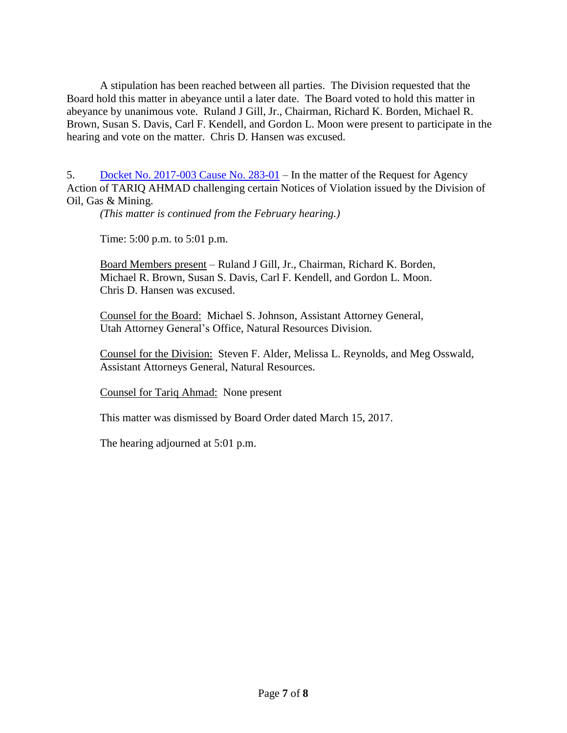A stipulation has been reached between all parties. The Division requested that the Board hold this matter in abeyance until a later date. The Board voted to hold this matter in abeyance by unanimous vote. Ruland J Gill, Jr., Chairman, Richard K. Borden, Michael R. Brown, Susan S. Davis, Carl F. Kendell, and Gordon L. Moon were present to participate in the hearing and vote on the matter. Chris D. Hansen was excused.

5. Docket No. 2017-003 Cause No. 283-01 – In the matter of the Request for Agency Action of TARIQ AHMAD challenging certain Notices of Violation issued by the Division of Oil, Gas & Mining.

*(This matter is continued from the February hearing.)*

Time: 5:00 p.m. to 5:01 p.m.

Board Members present – Ruland J Gill, Jr., Chairman, Richard K. Borden, Michael R. Brown, Susan S. Davis, Carl F. Kendell, and Gordon L. Moon. Chris D. Hansen was excused.

Counsel for the Board: Michael S. Johnson, Assistant Attorney General, Utah Attorney General's Office, Natural Resources Division.

Counsel for the Division: Steven F. Alder, Melissa L. Reynolds, and Meg Osswald, Assistant Attorneys General, Natural Resources.

Counsel for Tariq Ahmad: None present

This matter was dismissed by Board Order dated March 15, 2017.

The hearing adjourned at 5:01 p.m.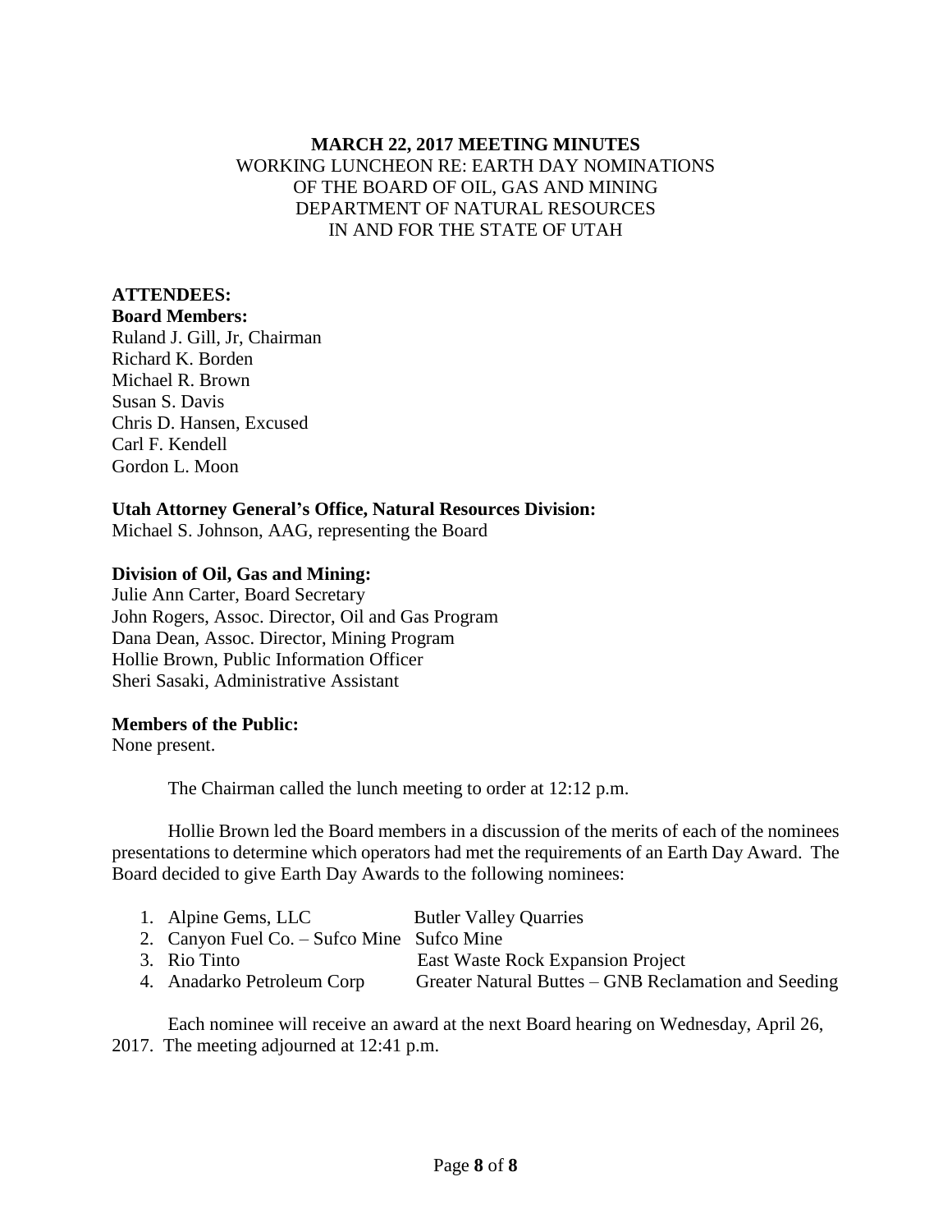**MARCH 22, 2017 MEETING MINUTES**
WORKING LUNCHEON RE: EARTH DAY NOMINATIONS
OF THE BOARD OF OIL, GAS AND MINING
DEPARTMENT OF NATURAL RESOURCES
IN AND FOR THE STATE OF UTAH

**ATTENDEES:**

**Board Members:**
Ruland J. Gill, Jr, Chairman
Richard K. Borden
Michael R. Brown
Susan S. Davis
Chris D. Hansen, Excused
Carl F. Kendell
Gordon L. Moon

**Utah Attorney General's Office, Natural Resources Division:**
Michael S. Johnson, AAG, representing the Board

**Division of Oil, Gas and Mining:**
Julie Ann Carter, Board Secretary
John Rogers, Assoc. Director, Oil and Gas Program
Dana Dean, Assoc. Director, Mining Program
Hollie Brown, Public Information Officer
Sheri Sasaki, Administrative Assistant

**Members of the Public:**
None present.

The Chairman called the lunch meeting to order at 12:12 p.m.

Hollie Brown led the Board members in a discussion of the merits of each of the nominees presentations to determine which operators had met the requirements of an Earth Day Award. The Board decided to give Earth Day Awards to the following nominees:

1. Alpine Gems, LLC — Butler Valley Quarries
2. Canyon Fuel Co. – Sufco Mine — Sufco Mine
3. Rio Tinto — East Waste Rock Expansion Project
4. Anadarko Petroleum Corp — Greater Natural Buttes – GNB Reclamation and Seeding

Each nominee will receive an award at the next Board hearing on Wednesday, April 26, 2017. The meeting adjourned at 12:41 p.m.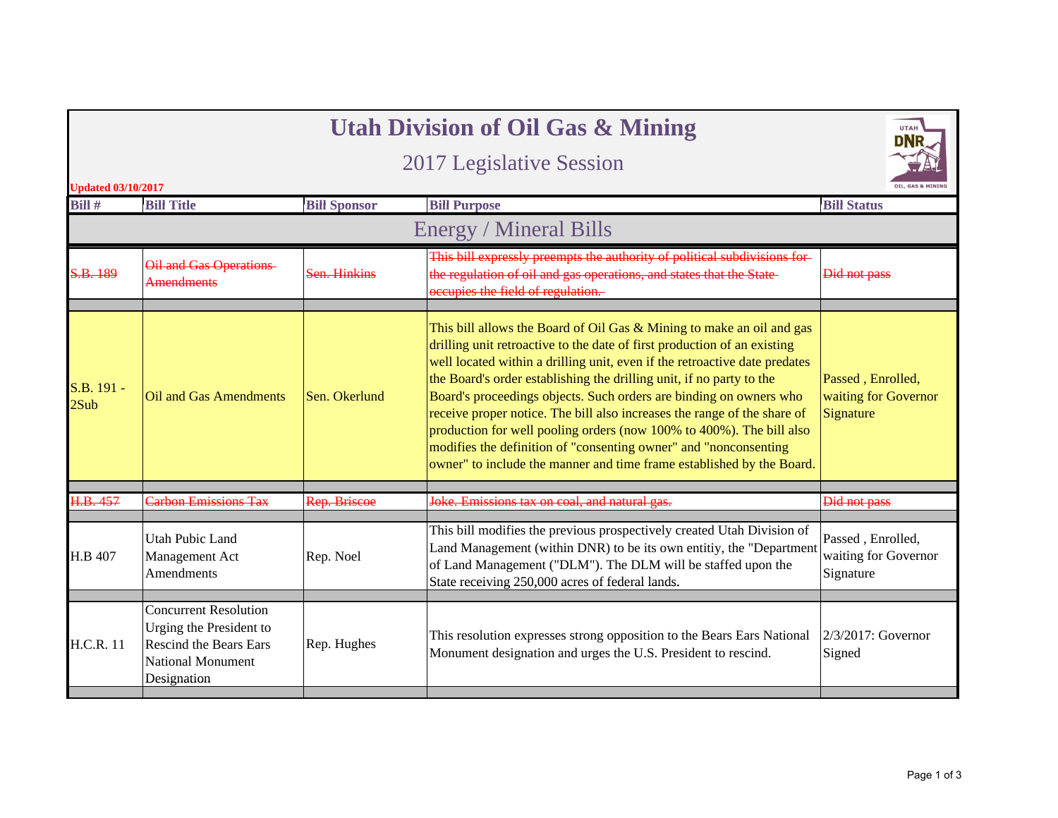# Utah Division of Oil Gas & Mining

## 2017 Legislative Session

Updated 03/10/2017

| Bill # | Bill Title | Bill Sponsor | Bill Purpose | Bill Status |
|---|---|---|---|---|
| **Energy / Mineral Bills** | | | | |
| ~~S.B. 189~~ | ~~Oil and Gas Operations Amendments~~ | ~~Sen. Hinkins~~ | ~~This bill expressly preempts the authority of political subdivisions for the regulation of oil and gas operations, and states that the State occupies the field of regulation.~~ | ~~Did not pass~~ |
| S.B. 191 - 2Sub | Oil and Gas Amendments | Sen. Okerlund | This bill allows the Board of Oil Gas & Mining to make an oil and gas drilling unit retroactive to the date of first production of an existing well located within a drilling unit, even if the retroactive date predates the Board's order establishing the drilling unit, if no party to the Board's proceedings objects. Such orders are binding on owners who receive proper notice. The bill also increases the range of the share of production for well pooling orders (now 100% to 400%). The bill also modifies the definition of "consenting owner" and "nonconsenting owner" to include the manner and time frame established by the Board. | Passed , Enrolled, waiting for Governor Signature |
| ~~H.B. 457~~ | ~~Carbon Emissions Tax~~ | ~~Rep. Briscoe~~ | ~~Joke. Emissions tax on coal, and natural gas.~~ | ~~Did not pass~~ |
| H.B 407 | Utah Pubic Land Management Act Amendments | Rep. Noel | This bill modifies the previous prospectively created Utah Division of Land Management (within DNR) to be its own entitiy, the "Department of Land Management ("DLM"). The DLM will be staffed upon the State receiving 250,000 acres of federal lands. | Passed , Enrolled, waiting for Governor Signature |
| H.C.R. 11 | Concurrent Resolution Urging the President to Rescind the Bears Ears National Monument Designation | Rep. Hughes | This resolution expresses strong opposition to the Bears Ears National Monument designation and urges the U.S. President to rescind. | 2/3/2017: Governor Signed |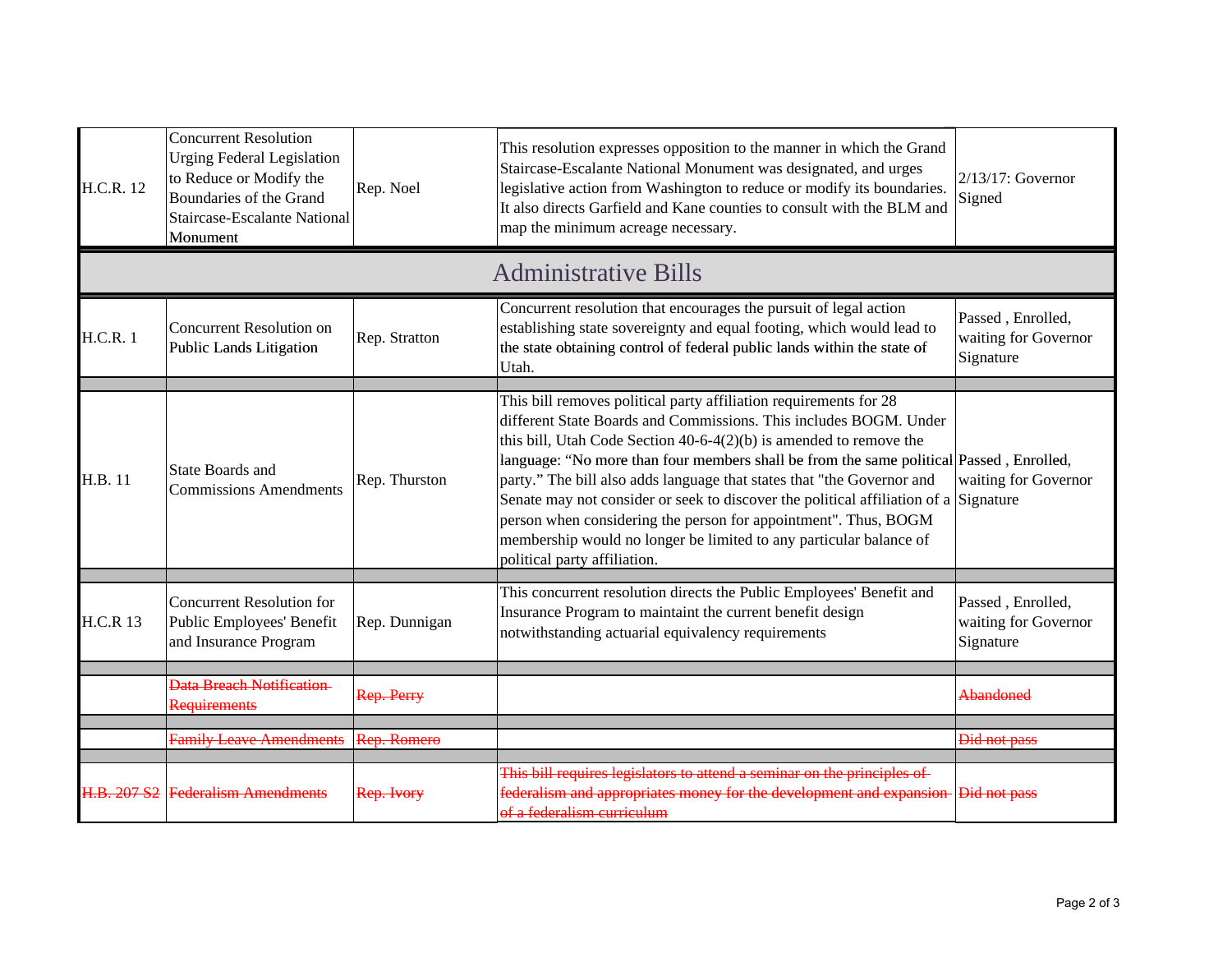| | | | | |
|---|---|---|---|---|
| H.C.R. 12 | Concurrent Resolution Urging Federal Legislation to Reduce or Modify the Boundaries of the Grand Staircase-Escalante National Monument | Rep. Noel | This resolution expresses opposition to the manner in which the Grand Staircase-Escalante National Monument was designated, and urges legislative action from Washington to reduce or modify its boundaries. It also directs Garfield and Kane counties to consult with the BLM and map the minimum acreage necessary. | 2/13/17: Governor Signed |
| **Administrative Bills** | | | | |
| H.C.R. 1 | Concurrent Resolution on Public Lands Litigation | Rep. Stratton | Concurrent resolution that encourages the pursuit of legal action establishing state sovereignty and equal footing, which would lead to the state obtaining control of federal public lands within the state of Utah. | Passed , Enrolled, waiting for Governor Signature |
| H.B. 11 | State Boards and Commissions Amendments | Rep. Thurston | This bill removes political party affiliation requirements for 28 different State Boards and Commissions. This includes BOGM. Under this bill, Utah Code Section 40-6-4(2)(b) is amended to remove the language: "No more than four members shall be from the same political party." The bill also adds language that states that "the Governor and Senate may not consider or seek to discover the political affiliation of a person when considering the person for appointment". Thus, BOGM membership would no longer be limited to any particular balance of political party affiliation. | Passed , Enrolled, waiting for Governor Signature |
| H.C.R 13 | Concurrent Resolution for Public Employees' Benefit and Insurance Program | Rep. Dunnigan | This concurrent resolution directs the Public Employees' Benefit and Insurance Program to maintaint the current benefit design notwithstanding actuarial equivalency requirements | Passed , Enrolled, waiting for Governor Signature |
| | ~~Data Breach Notification Requirements~~ | ~~Rep. Perry~~ | | ~~Abandoned~~ |
| | ~~Family Leave Amendments~~ | ~~Rep. Romero~~ | | ~~Did not pass~~ |
| ~~H.B. 207 S2~~ | ~~Federalism Amendments~~ | ~~Rep. Ivory~~ | ~~This bill requires legislators to attend a seminar on the principles of federalism and appropriates money for the development and expansion of a federalism curriculum~~ | ~~Did not pass~~ |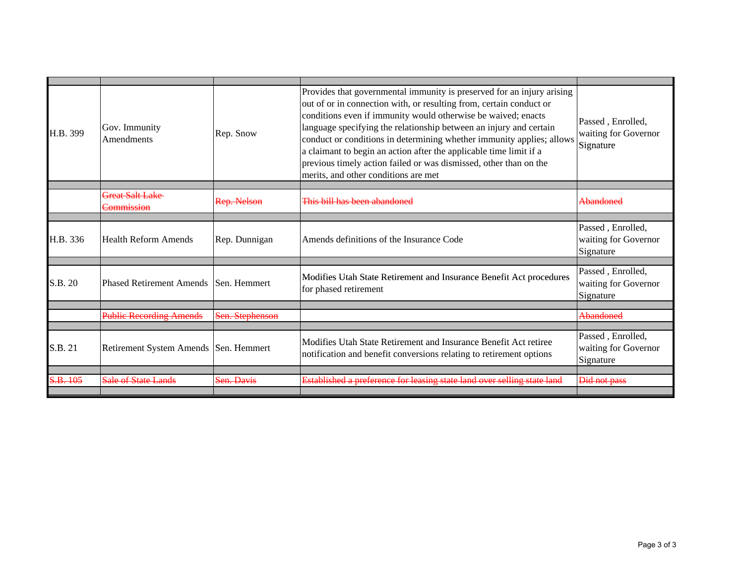| | | | | |
|---|---|---|---|---|
| H.B. 399 | Gov. Immunity Amendments | Rep. Snow | Provides that governmental immunity is preserved for an injury arising out of or in connection with, or resulting from, certain conduct or conditions even if immunity would otherwise be waived; enacts language specifying the relationship between an injury and certain conduct or conditions in determining whether immunity applies; allows a claimant to begin an action after the applicable time limit if a previous timely action failed or was dismissed, other than on the merits, and other conditions are met | Passed , Enrolled, waiting for Governor Signature |
| | ~~Great Salt Lake Commission~~ | ~~Rep. Nelson~~ | ~~This bill has been abandoned~~ | ~~Abandoned~~ |
| H.B. 336 | Health Reform Amends | Rep. Dunnigan | Amends definitions of the Insurance Code | Passed , Enrolled, waiting for Governor Signature |
| S.B. 20 | Phased Retirement Amends | Sen. Hemmert | Modifies Utah State Retirement and Insurance Benefit Act procedures for phased retirement | Passed , Enrolled, waiting for Governor Signature |
| | ~~Public Recording Amends~~ | ~~Sen. Stephenson~~ | | ~~Abandoned~~ |
| S.B. 21 | Retirement System Amends | Sen. Hemmert | Modifies Utah State Retirement and Insurance Benefit Act retiree notification and benefit conversions relating to retirement options | Passed , Enrolled, waiting for Governor Signature |
| ~~S.B. 105~~ | ~~Sale of State Lands~~ | ~~Sen. Davis~~ | ~~Established a preference for leasing state land over selling state land~~ | ~~Did not pass~~ |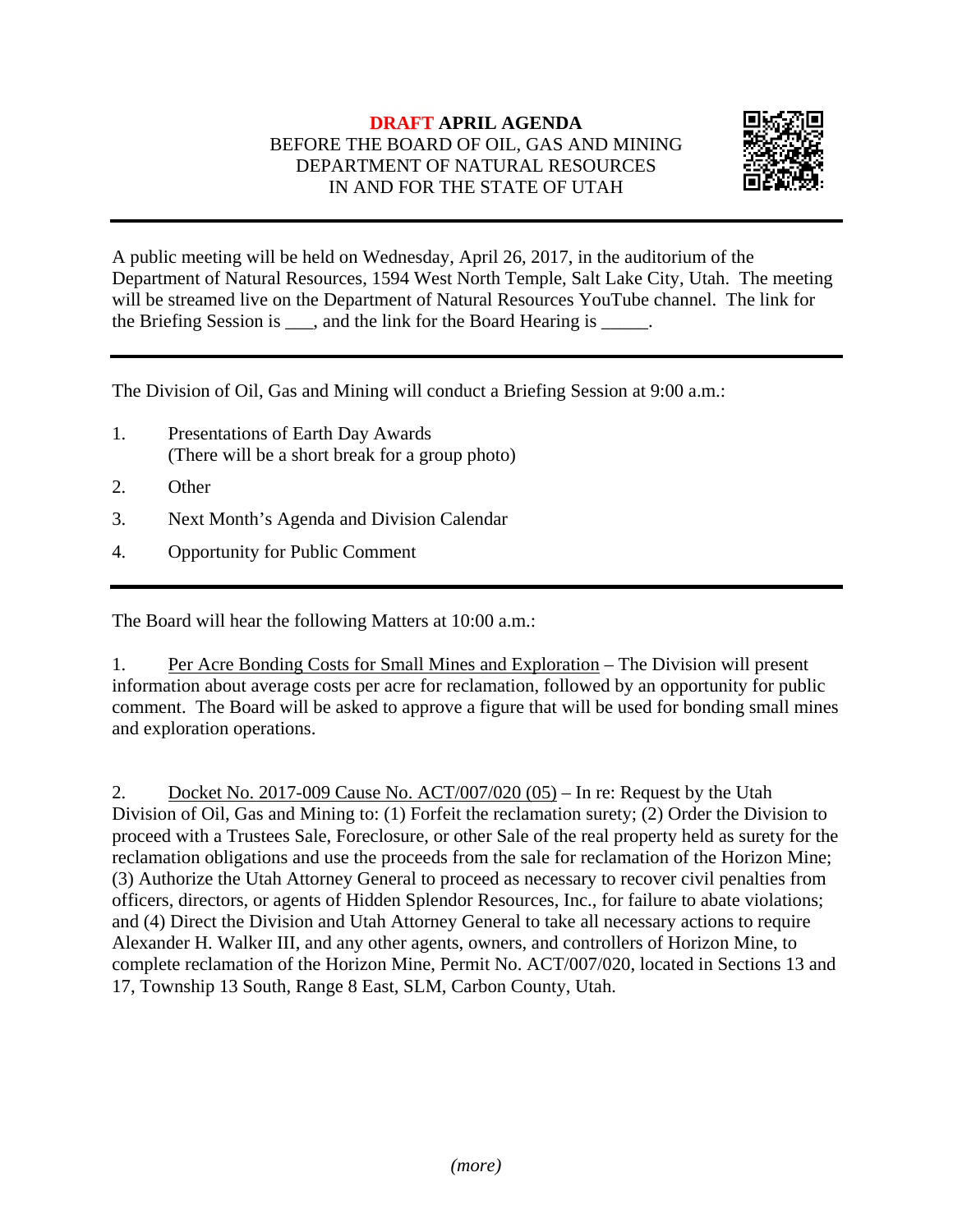**DRAFT APRIL AGENDA**
BEFORE THE BOARD OF OIL, GAS AND MINING
DEPARTMENT OF NATURAL RESOURCES
IN AND FOR THE STATE OF UTAH

---

A public meeting will be held on Wednesday, April 26, 2017, in the auditorium of the Department of Natural Resources, 1594 West North Temple, Salt Lake City, Utah. The meeting will be streamed live on the Department of Natural Resources YouTube channel. The link for the Briefing Session is ___, and the link for the Board Hearing is _____.

---

The Division of Oil, Gas and Mining will conduct a Briefing Session at 9:00 a.m.:

1. Presentations of Earth Day Awards
   (There will be a short break for a group photo)
2. Other
3. Next Month's Agenda and Division Calendar
4. Opportunity for Public Comment

---

The Board will hear the following Matters at 10:00 a.m.:

1. Per Acre Bonding Costs for Small Mines and Exploration – The Division will present information about average costs per acre for reclamation, followed by an opportunity for public comment. The Board will be asked to approve a figure that will be used for bonding small mines and exploration operations.

2. Docket No. 2017-009 Cause No. ACT/007/020 (05) – In re: Request by the Utah Division of Oil, Gas and Mining to: (1) Forfeit the reclamation surety; (2) Order the Division to proceed with a Trustees Sale, Foreclosure, or other Sale of the real property held as surety for the reclamation obligations and use the proceeds from the sale for reclamation of the Horizon Mine; (3) Authorize the Utah Attorney General to proceed as necessary to recover civil penalties from officers, directors, or agents of Hidden Splendor Resources, Inc., for failure to abate violations; and (4) Direct the Division and Utah Attorney General to take all necessary actions to require Alexander H. Walker III, and any other agents, owners, and controllers of Horizon Mine, to complete reclamation of the Horizon Mine, Permit No. ACT/007/020, located in Sections 13 and 17, Township 13 South, Range 8 East, SLM, Carbon County, Utah.

*(more)*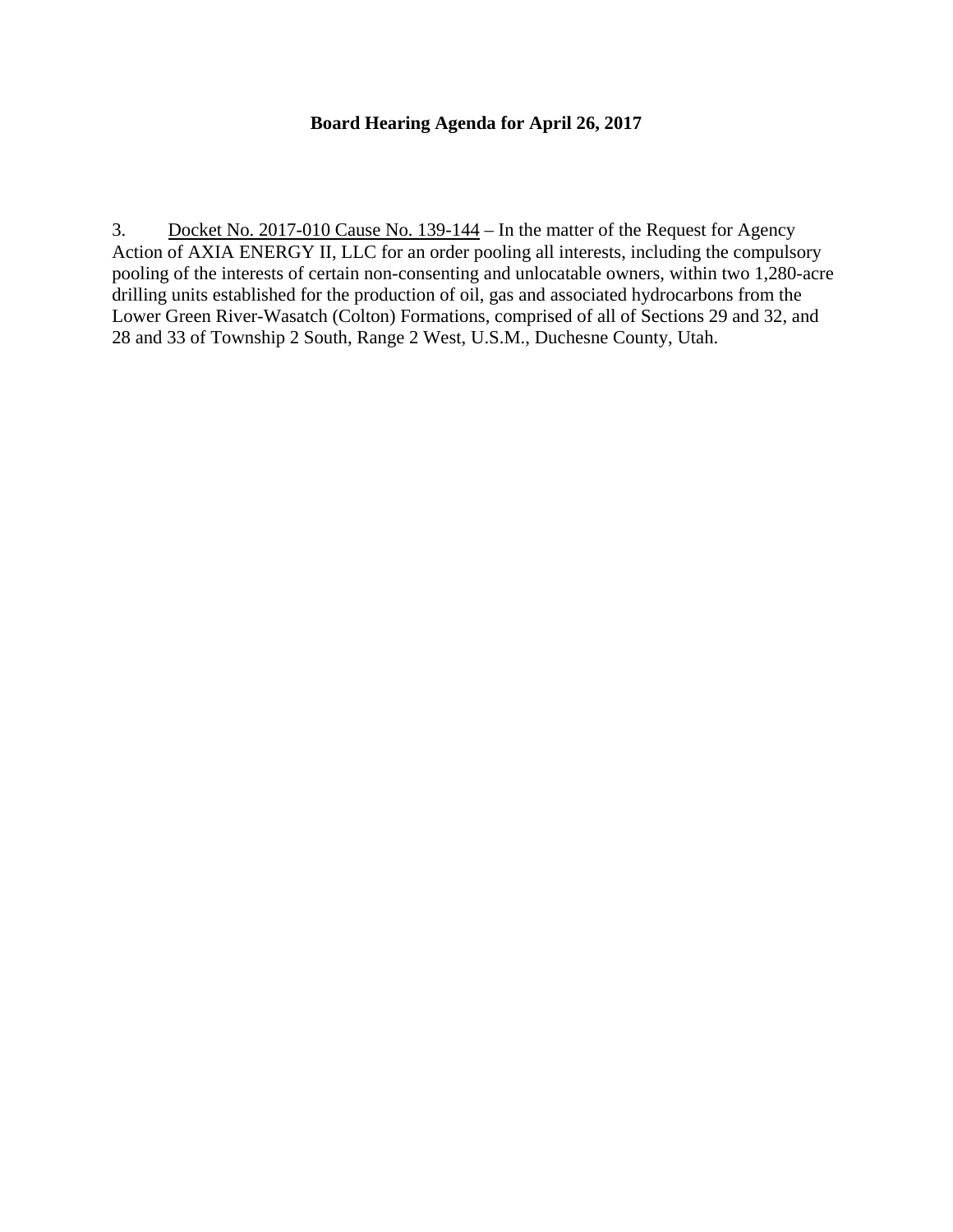**Board Hearing Agenda for April 26, 2017**

3. Docket No. 2017-010 Cause No. 139-144 – In the matter of the Request for Agency Action of AXIA ENERGY II, LLC for an order pooling all interests, including the compulsory pooling of the interests of certain non-consenting and unlocatable owners, within two 1,280-acre drilling units established for the production of oil, gas and associated hydrocarbons from the Lower Green River-Wasatch (Colton) Formations, comprised of all of Sections 29 and 32, and 28 and 33 of Township 2 South, Range 2 West, U.S.M., Duchesne County, Utah.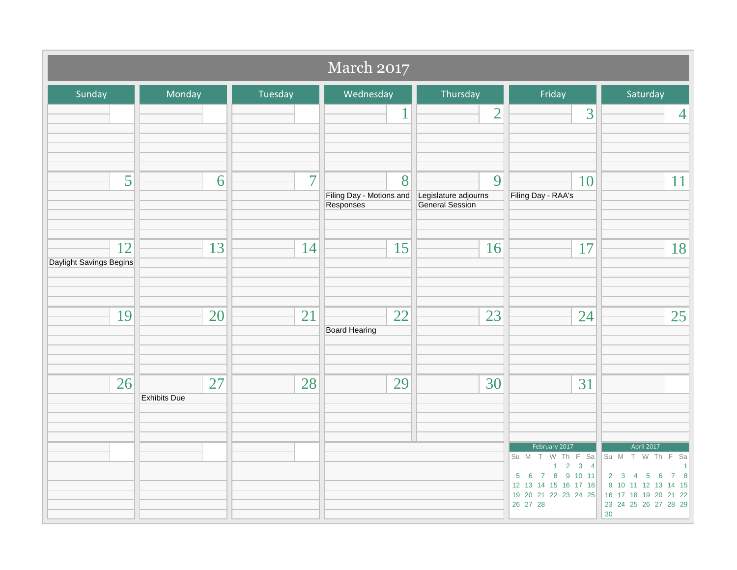# March 2017

| Sunday | Monday | Tuesday | Wednesday | Thursday | Friday | Saturday |
|---|---|---|---|---|---|---|
| | | | 1 | 2 | 3 | 4 |
| 5 | 6 | 7 | 8 Filing Day - Motions and Responses | 9 Legislature adjourns General Session | 10 Filing Day - RAA's | 11 |
| 12 Daylight Savings Begins | 13 | 14 | 15 | 16 | 17 | 18 |
| 19 | 20 | 21 | 22 Board Hearing | 23 | 24 | 25 |
| 26 | 27 Exhibits Due | 28 | 29 | 30 | 31 | |

**February 2017**

| Su | M | T | W | Th | F | Sa |
|---|---|---|---|---|---|---|
| | | | 1 | 2 | 3 | 4 |
| 5 | 6 | 7 | 8 | 9 | 10 | 11 |
| 12 | 13 | 14 | 15 | 16 | 17 | 18 |
| 19 | 20 | 21 | 22 | 23 | 24 | 25 |
| 26 | 27 | 28 | | | | |

**April 2017**

| Su | M | T | W | Th | F | Sa |
|---|---|---|---|---|---|---|
| | | | | | | 1 |
| 2 | 3 | 4 | 5 | 6 | 7 | 8 |
| 9 | 10 | 11 | 12 | 13 | 14 | 15 |
| 16 | 17 | 18 | 19 | 20 | 21 | 22 |
| 23 | 24 | 25 | 26 | 27 | 28 | 29 |
| 30 | | | | | | |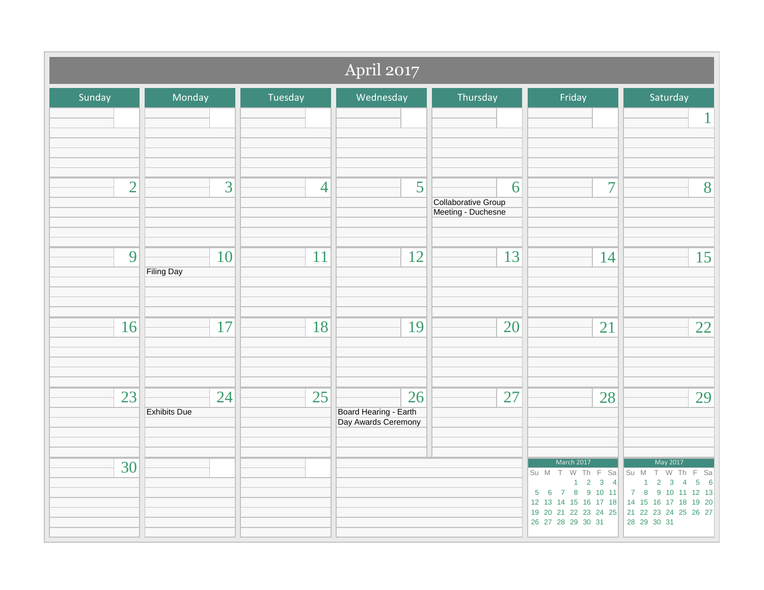# April 2017

| Sunday | Monday | Tuesday | Wednesday | Thursday | Friday | Saturday |
|---|---|---|---|---|---|---|
| | | | | | | 1 |
| 2 | 3 | 4 | 5 | 6 Collaborative Group Meeting - Duchesne | 7 | 8 |
| 9 | 10 Filing Day | 11 | 12 | 13 | 14 | 15 |
| 16 | 17 | 18 | 19 | 20 | 21 | 22 |
| 23 | 24 Exhibits Due | 25 | 26 Board Hearing - Earth Day Awards Ceremony | 27 | 28 | 29 |
| 30 | | | | | | |

**March 2017**

| Su | M | T | W | Th | F | Sa |
|---|---|---|---|---|---|---|
| | | | 1 | 2 | 3 | 4 |
| 5 | 6 | 7 | 8 | 9 | 10 | 11 |
| 12 | 13 | 14 | 15 | 16 | 17 | 18 |
| 19 | 20 | 21 | 22 | 23 | 24 | 25 |
| 26 | 27 | 28 | 29 | 30 | 31 | |

**May 2017**

| Su | M | T | W | Th | F | Sa |
|---|---|---|---|---|---|---|
| | 1 | 2 | 3 | 4 | 5 | 6 |
| 7 | 8 | 9 | 10 | 11 | 12 | 13 |
| 14 | 15 | 16 | 17 | 18 | 19 | 20 |
| 21 | 22 | 23 | 24 | 25 | 26 | 27 |
| 28 | 29 | 30 | 31 | | | |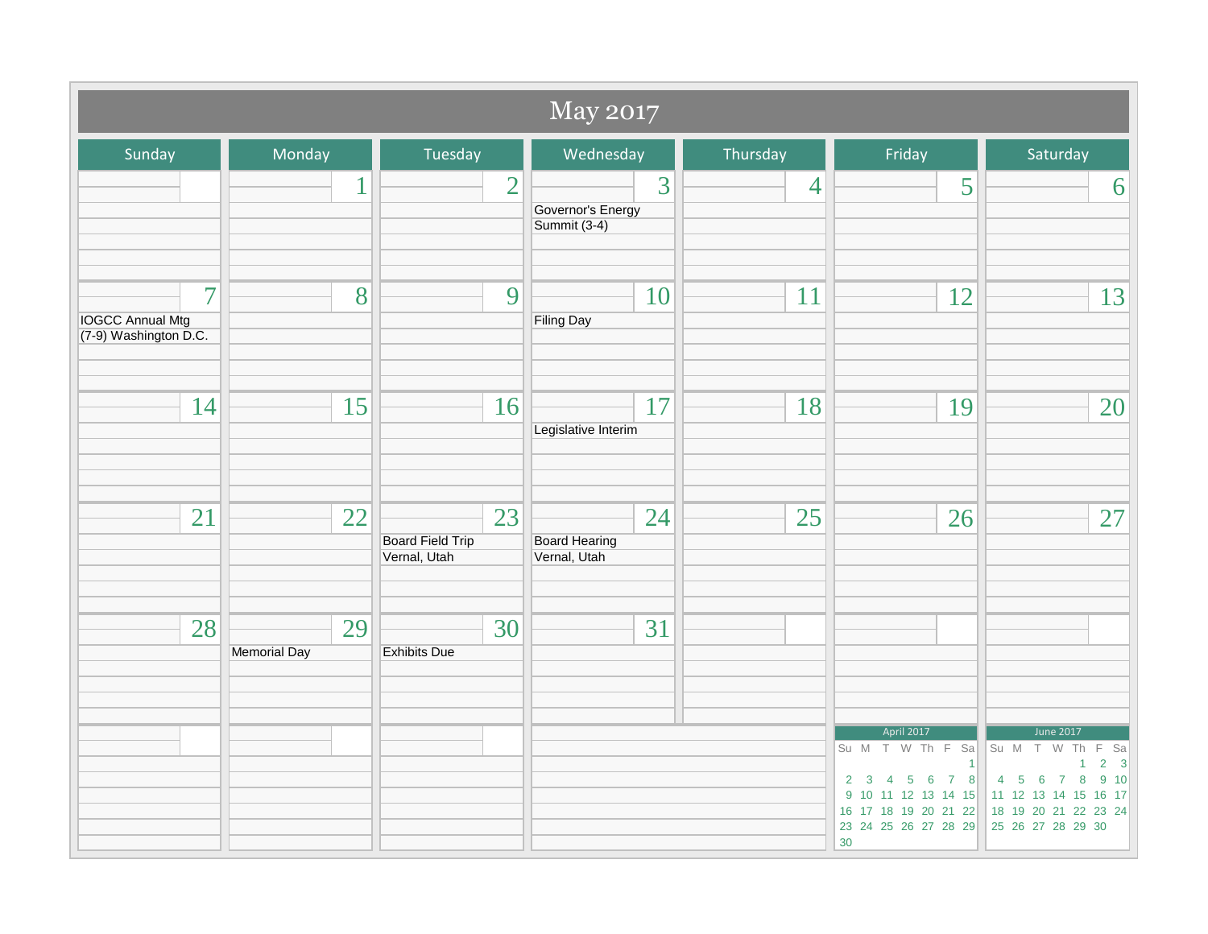# May 2017

| Sunday | Monday | Tuesday | Wednesday | Thursday | Friday | Saturday |
|---|---|---|---|---|---|---|
| | 1 | 2 | 3 Governor's Energy Summit (3-4) | 4 | 5 | 6 |
| 7 IOGCC Annual Mtg (7-9) Washington D.C. | 8 | 9 | 10 Filing Day | 11 | 12 | 13 |
| 14 | 15 | 16 | 17 Legislative Interim | 18 | 19 | 20 |
| 21 | 22 | 23 Board Field Trip Vernal, Utah | 24 Board Hearing Vernal, Utah | 25 | 26 | 27 |
| 28 | 29 Memorial Day | 30 Exhibits Due | 31 | | | |

**April 2017**

| Su | M | T | W | Th | F | Sa |
|---|---|---|---|---|---|---|
| | | | | | | 1 |
| 2 | 3 | 4 | 5 | 6 | 7 | 8 |
| 9 | 10 | 11 | 12 | 13 | 14 | 15 |
| 16 | 17 | 18 | 19 | 20 | 21 | 22 |
| 23 | 24 | 25 | 26 | 27 | 28 | 29 |
| 30 | | | | | | |

**June 2017**

| Su | M | T | W | Th | F | Sa |
|---|---|---|---|---|---|---|
| | | | | 1 | 2 | 3 |
| 4 | 5 | 6 | 7 | 8 | 9 | 10 |
| 11 | 12 | 13 | 14 | 15 | 16 | 17 |
| 18 | 19 | 20 | 21 | 22 | 23 | 24 |
| 25 | 26 | 27 | 28 | 29 | 30 | |